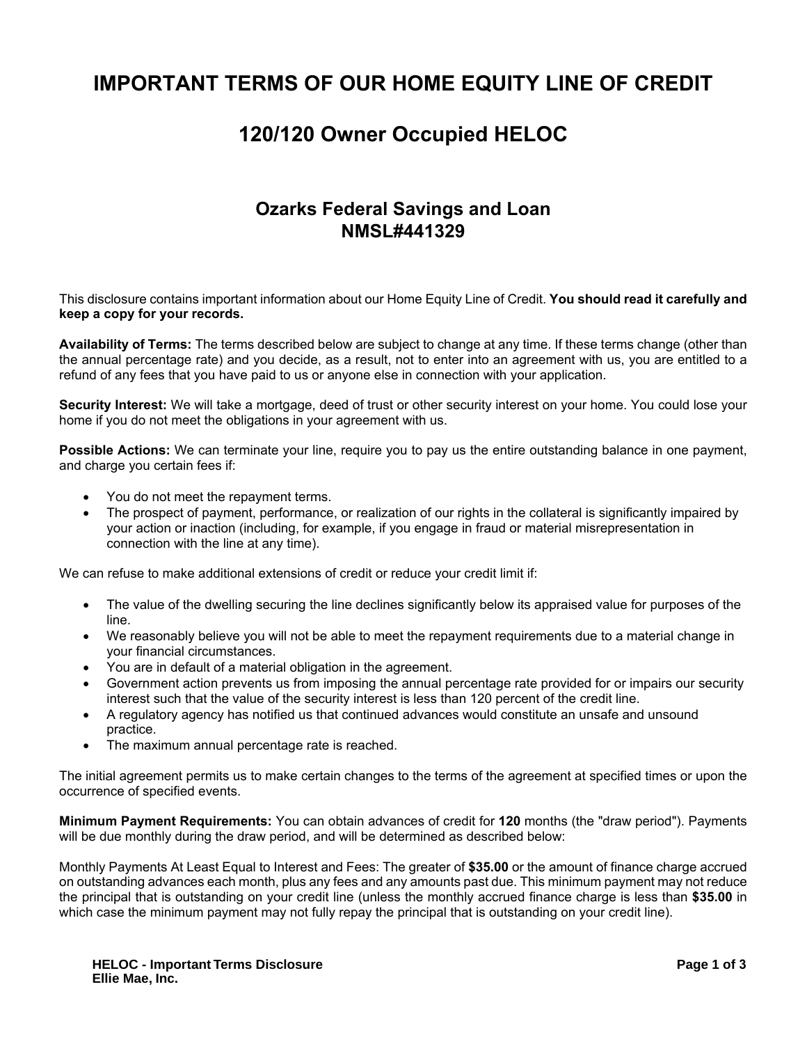# IMPORTANT TERMS OF OUR HOME EQUITY LINE OF CREDIT

# 120/120 Owner Occupied HELOC

## Ozarks Federal Savings and Loan
## NMSL#441329

This disclosure contains important information about our Home Equity Line of Credit. **You should read it carefully and keep a copy for your records.**

**Availability of Terms:** The terms described below are subject to change at any time. If these terms change (other than the annual percentage rate) and you decide, as a result, not to enter into an agreement with us, you are entitled to a refund of any fees that you have paid to us or anyone else in connection with your application.

**Security Interest:** We will take a mortgage, deed of trust or other security interest on your home. You could lose your home if you do not meet the obligations in your agreement with us.

**Possible Actions:** We can terminate your line, require you to pay us the entire outstanding balance in one payment, and charge you certain fees if:

- You do not meet the repayment terms.
- The prospect of payment, performance, or realization of our rights in the collateral is significantly impaired by your action or inaction (including, for example, if you engage in fraud or material misrepresentation in connection with the line at any time).

We can refuse to make additional extensions of credit or reduce your credit limit if:

- The value of the dwelling securing the line declines significantly below its appraised value for purposes of the line.
- We reasonably believe you will not be able to meet the repayment requirements due to a material change in your financial circumstances.
- You are in default of a material obligation in the agreement.
- Government action prevents us from imposing the annual percentage rate provided for or impairs our security interest such that the value of the security interest is less than 120 percent of the credit line.
- A regulatory agency has notified us that continued advances would constitute an unsafe and unsound practice.
- The maximum annual percentage rate is reached.

The initial agreement permits us to make certain changes to the terms of the agreement at specified times or upon the occurrence of specified events.

**Minimum Payment Requirements:** You can obtain advances of credit for **120** months (the "draw period"). Payments will be due monthly during the draw period, and will be determined as described below:

Monthly Payments At Least Equal to Interest and Fees: The greater of **$35.00** or the amount of finance charge accrued on outstanding advances each month, plus any fees and any amounts past due. This minimum payment may not reduce the principal that is outstanding on your credit line (unless the monthly accrued finance charge is less than **$35.00** in which case the minimum payment may not fully repay the principal that is outstanding on your credit line).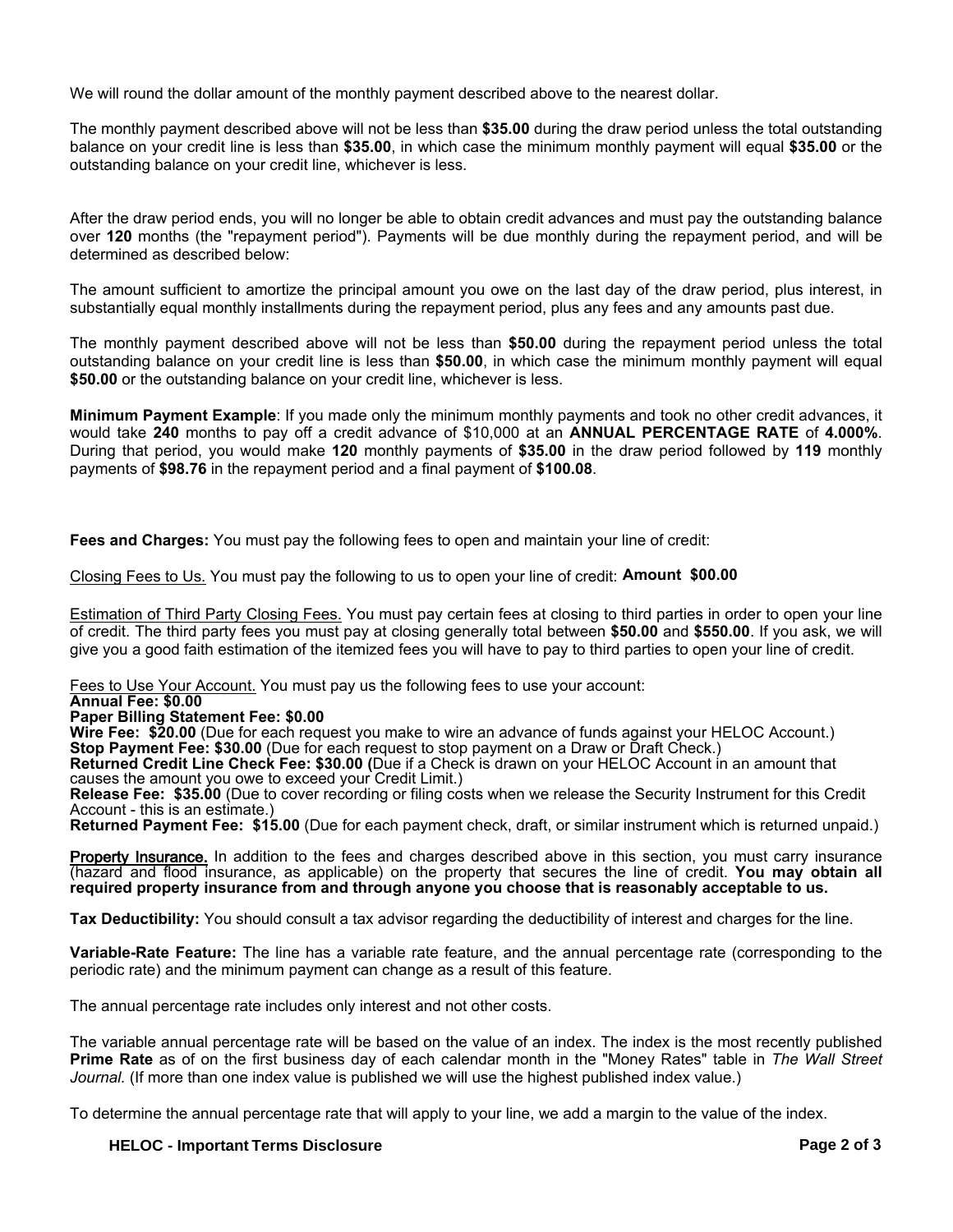We will round the dollar amount of the monthly payment described above to the nearest dollar.

The monthly payment described above will not be less than **$35.00** during the draw period unless the total outstanding balance on your credit line is less than **$35.00**, in which case the minimum monthly payment will equal **$35.00** or the outstanding balance on your credit line, whichever is less.

After the draw period ends, you will no longer be able to obtain credit advances and must pay the outstanding balance over **120** months (the "repayment period"). Payments will be due monthly during the repayment period, and will be determined as described below:

The amount sufficient to amortize the principal amount you owe on the last day of the draw period, plus interest, in substantially equal monthly installments during the repayment period, plus any fees and any amounts past due.

The monthly payment described above will not be less than **$50.00** during the repayment period unless the total outstanding balance on your credit line is less than **$50.00**, in which case the minimum monthly payment will equal **$50.00** or the outstanding balance on your credit line, whichever is less.

**Minimum Payment Example**: If you made only the minimum monthly payments and took no other credit advances, it would take **240** months to pay off a credit advance of $10,000 at an **ANNUAL PERCENTAGE RATE** of **4.000%**. During that period, you would make **120** monthly payments of **$35.00** in the draw period followed by **119** monthly payments of **$98.76** in the repayment period and a final payment of **$100.08**.

**Fees and Charges:** You must pay the following fees to open and maintain your line of credit:

Closing Fees to Us. You must pay the following to us to open your line of credit: **Amount $00.00**

Estimation of Third Party Closing Fees. You must pay certain fees at closing to third parties in order to open your line of credit. The third party fees you must pay at closing generally total between **$50.00** and **$550.00**. If you ask, we will give you a good faith estimation of the itemized fees you will have to pay to third parties to open your line of credit.

Fees to Use Your Account. You must pay us the following fees to use your account:
**Annual Fee: $0.00**
**Paper Billing Statement Fee: $0.00**
**Wire Fee: $20.00** (Due for each request you make to wire an advance of funds against your HELOC Account.)
**Stop Payment Fee: $30.00** (Due for each request to stop payment on a Draw or Draft Check.)
**Returned Credit Line Check Fee: $30.00 (**Due if a Check is drawn on your HELOC Account in an amount that causes the amount you owe to exceed your Credit Limit.)
**Release Fee: $35.00** (Due to cover recording or filing costs when we release the Security Instrument for this Credit Account - this is an estimate.)
**Returned Payment Fee: $15.00** (Due for each payment check, draft, or similar instrument which is returned unpaid.)

Property Insurance. In addition to the fees and charges described above in this section, you must carry insurance (hazard and flood insurance, as applicable) on the property that secures the line of credit. **You may obtain all required property insurance from and through anyone you choose that is reasonably acceptable to us.**

**Tax Deductibility:** You should consult a tax advisor regarding the deductibility of interest and charges for the line.

**Variable-Rate Feature:** The line has a variable rate feature, and the annual percentage rate (corresponding to the periodic rate) and the minimum payment can change as a result of this feature.

The annual percentage rate includes only interest and not other costs.

The variable annual percentage rate will be based on the value of an index. The index is the most recently published **Prime Rate** as of on the first business day of each calendar month in the "Money Rates" table in *The Wall Street Journal.* (If more than one index value is published we will use the highest published index value.)

To determine the annual percentage rate that will apply to your line, we add a margin to the value of the index.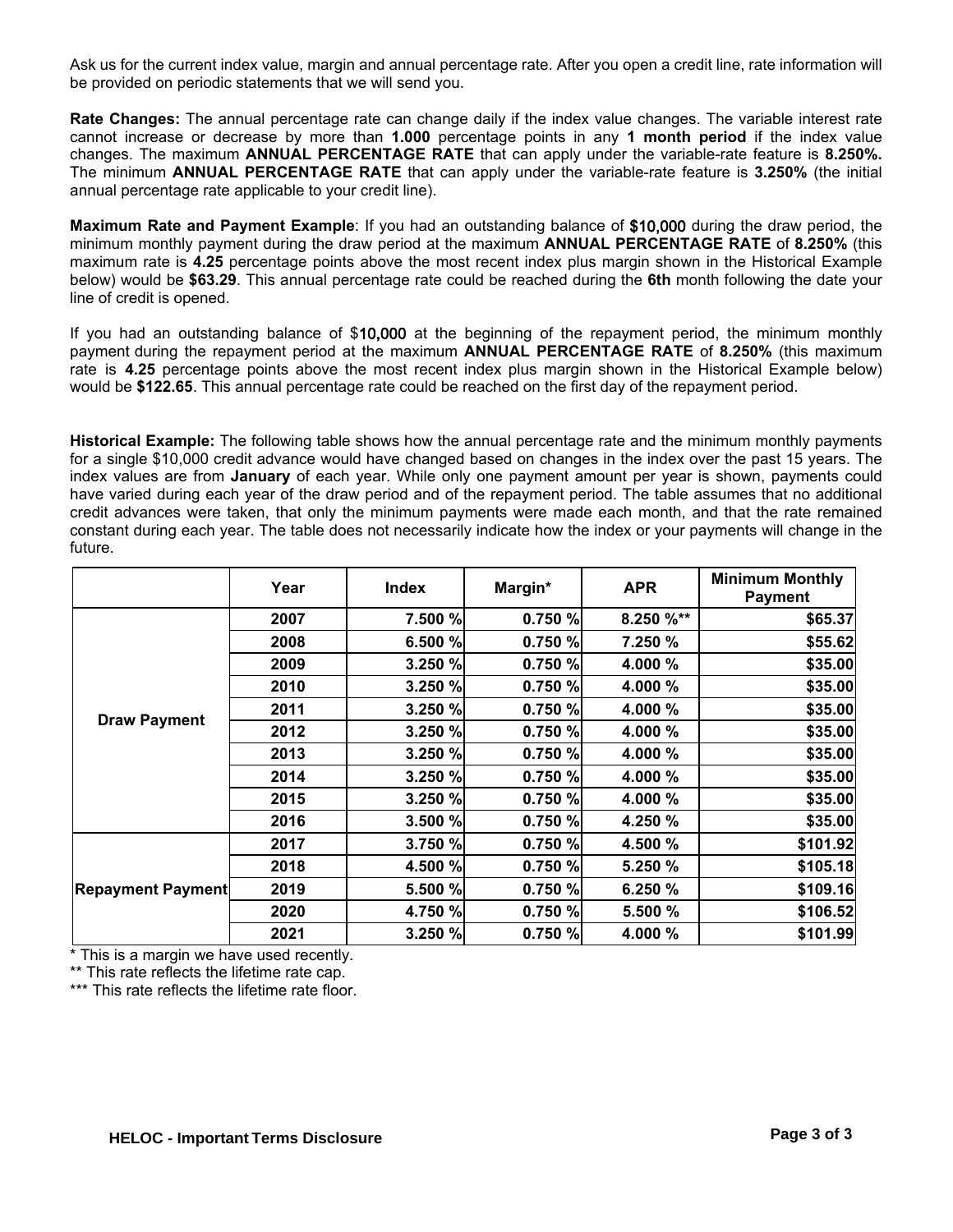Ask us for the current index value, margin and annual percentage rate. After you open a credit line, rate information will be provided on periodic statements that we will send you.

**Rate Changes:** The annual percentage rate can change daily if the index value changes. The variable interest rate cannot increase or decrease by more than **1.000** percentage points in any **1 month period** if the index value changes. The maximum **ANNUAL PERCENTAGE RATE** that can apply under the variable-rate feature is **8.250%.** The minimum **ANNUAL PERCENTAGE RATE** that can apply under the variable-rate feature is **3.250%** (the initial annual percentage rate applicable to your credit line).

**Maximum Rate and Payment Example**: If you had an outstanding balance of **$10,000** during the draw period, the minimum monthly payment during the draw period at the maximum **ANNUAL PERCENTAGE RATE** of **8.250%** (this maximum rate is **4.25** percentage points above the most recent index plus margin shown in the Historical Example below) would be **$63.29**. This annual percentage rate could be reached during the **6th** month following the date your line of credit is opened.

If you had an outstanding balance of $10,000 at the beginning of the repayment period, the minimum monthly payment during the repayment period at the maximum **ANNUAL PERCENTAGE RATE** of **8.250%** (this maximum rate is **4.25** percentage points above the most recent index plus margin shown in the Historical Example below) would be **$122.65**. This annual percentage rate could be reached on the first day of the repayment period.

**Historical Example:** The following table shows how the annual percentage rate and the minimum monthly payments for a single $10,000 credit advance would have changed based on changes in the index over the past 15 years. The index values are from **January** of each year. While only one payment amount per year is shown, payments could have varied during each year of the draw period and of the repayment period. The table assumes that no additional credit advances were taken, that only the minimum payments were made each month, and that the rate remained constant during each year. The table does not necessarily indicate how the index or your payments will change in the future.

| | Year | Index | Margin* | APR | Minimum Monthly Payment |
|---|---|---|---|---|---|
| Draw Payment | 2007 | 7.500 % | 0.750 % | 8.250 %** | $65.37 |
| | 2008 | 6.500 % | 0.750 % | 7.250 % | $55.62 |
| | 2009 | 3.250 % | 0.750 % | 4.000 % | $35.00 |
| | 2010 | 3.250 % | 0.750 % | 4.000 % | $35.00 |
| | 2011 | 3.250 % | 0.750 % | 4.000 % | $35.00 |
| | 2012 | 3.250 % | 0.750 % | 4.000 % | $35.00 |
| | 2013 | 3.250 % | 0.750 % | 4.000 % | $35.00 |
| | 2014 | 3.250 % | 0.750 % | 4.000 % | $35.00 |
| | 2015 | 3.250 % | 0.750 % | 4.000 % | $35.00 |
| | 2016 | 3.500 % | 0.750 % | 4.250 % | $35.00 |
| Repayment Payment | 2017 | 3.750 % | 0.750 % | 4.500 % | $101.92 |
| | 2018 | 4.500 % | 0.750 % | 5.250 % | $105.18 |
| | 2019 | 5.500 % | 0.750 % | 6.250 % | $109.16 |
| | 2020 | 4.750 % | 0.750 % | 5.500 % | $106.52 |
| | 2021 | 3.250 % | 0.750 % | 4.000 % | $101.99 |

\* This is a margin we have used recently.

\** This rate reflects the lifetime rate cap.

\*** This rate reflects the lifetime rate floor.